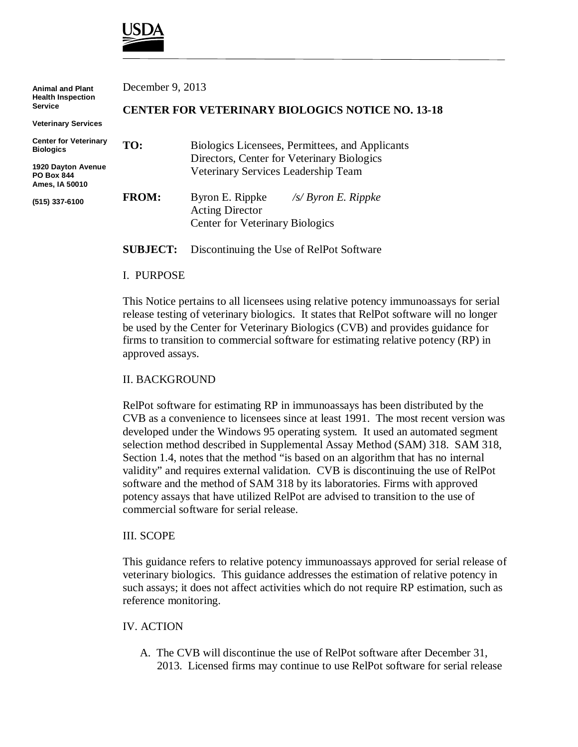USDA

**Animal and Plant Health Inspection Service**

**Veterinary Services**

**Center for Veterinary Biologics**

**1920 Dayton Avenue**
**PO Box 844**
**Ames, IA 50010**

**(515) 337-6100**

December 9, 2013

**CENTER FOR VETERINARY BIOLOGICS NOTICE NO. 13-18**

**TO:** Biologics Licensees, Permittees, and Applicants
Directors, Center for Veterinary Biologics
Veterinary Services Leadership Team

**FROM:** Byron E. Rippke *`/s/` Byron E. Rippke*
Acting Director
Center for Veterinary Biologics

**SUBJECT:** Discontinuing the Use of RelPot Software

## I. PURPOSE

This Notice pertains to all licensees using relative potency immunoassays for serial release testing of veterinary biologics. It states that RelPot software will no longer be used by the Center for Veterinary Biologics (CVB) and provides guidance for firms to transition to commercial software for estimating relative potency (RP) in approved assays.

## II. BACKGROUND

RelPot software for estimating RP in immunoassays has been distributed by the CVB as a convenience to licensees since at least 1991. The most recent version was developed under the Windows 95 operating system. It used an automated segment selection method described in Supplemental Assay Method (SAM) 318. SAM 318, Section 1.4, notes that the method "is based on an algorithm that has no internal validity" and requires external validation. CVB is discontinuing the use of RelPot software and the method of SAM 318 by its laboratories. Firms with approved potency assays that have utilized RelPot are advised to transition to the use of commercial software for serial release.

## III. SCOPE

This guidance refers to relative potency immunoassays approved for serial release of veterinary biologics. This guidance addresses the estimation of relative potency in such assays; it does not affect activities which do not require RP estimation, such as reference monitoring.

## IV. ACTION

A. The CVB will discontinue the use of RelPot software after December 31, 2013. Licensed firms may continue to use RelPot software for serial release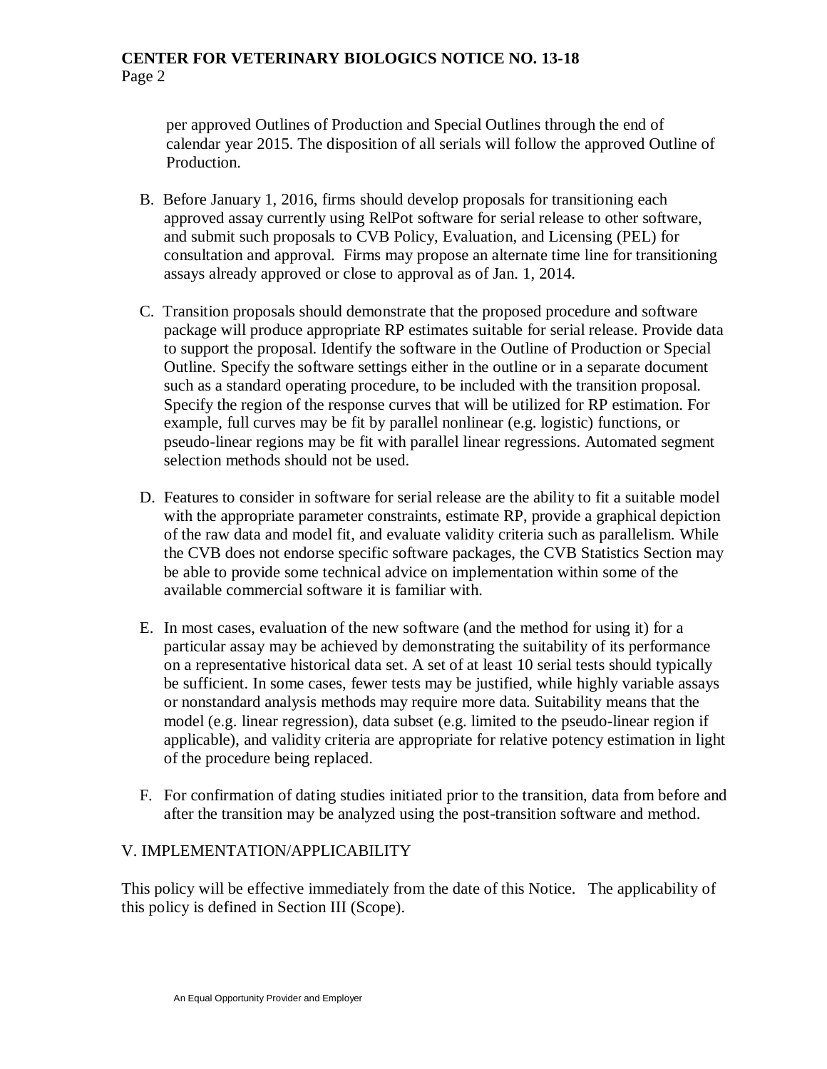per approved Outlines of Production and Special Outlines through the end of calendar year 2015. The disposition of all serials will follow the approved Outline of Production.

B. Before January 1, 2016, firms should develop proposals for transitioning each approved assay currently using RelPot software for serial release to other software, and submit such proposals to CVB Policy, Evaluation, and Licensing (PEL) for consultation and approval. Firms may propose an alternate time line for transitioning assays already approved or close to approval as of Jan. 1, 2014.

C. Transition proposals should demonstrate that the proposed procedure and software package will produce appropriate RP estimates suitable for serial release. Provide data to support the proposal. Identify the software in the Outline of Production or Special Outline. Specify the software settings either in the outline or in a separate document such as a standard operating procedure, to be included with the transition proposal. Specify the region of the response curves that will be utilized for RP estimation. For example, full curves may be fit by parallel nonlinear (e.g. logistic) functions, or pseudo-linear regions may be fit with parallel linear regressions. Automated segment selection methods should not be used.

D. Features to consider in software for serial release are the ability to fit a suitable model with the appropriate parameter constraints, estimate RP, provide a graphical depiction of the raw data and model fit, and evaluate validity criteria such as parallelism. While the CVB does not endorse specific software packages, the CVB Statistics Section may be able to provide some technical advice on implementation within some of the available commercial software it is familiar with.

E. In most cases, evaluation of the new software (and the method for using it) for a particular assay may be achieved by demonstrating the suitability of its performance on a representative historical data set. A set of at least 10 serial tests should typically be sufficient. In some cases, fewer tests may be justified, while highly variable assays or nonstandard analysis methods may require more data. Suitability means that the model (e.g. linear regression), data subset (e.g. limited to the pseudo-linear region if applicable), and validity criteria are appropriate for relative potency estimation in light of the procedure being replaced.

F. For confirmation of dating studies initiated prior to the transition, data from before and after the transition may be analyzed using the post-transition software and method.

## V. IMPLEMENTATION/APPLICABILITY

This policy will be effective immediately from the date of this Notice. The applicability of this policy is defined in Section III (Scope).